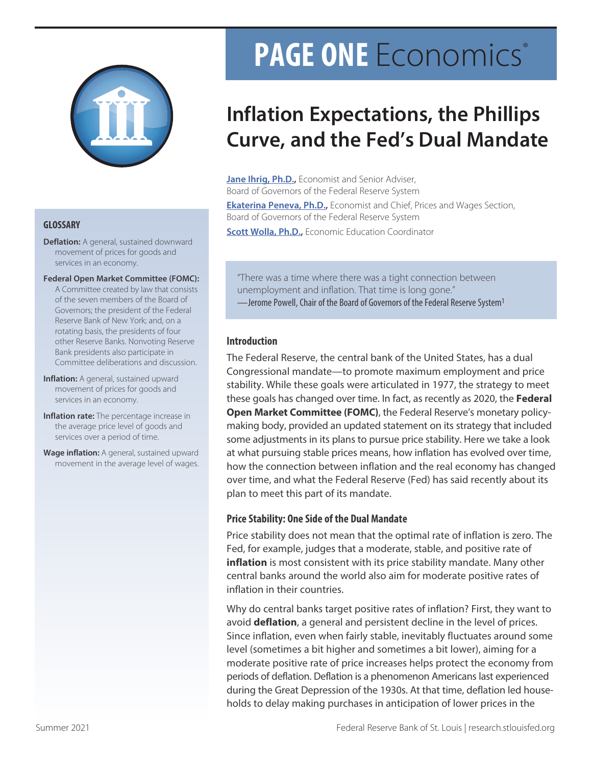# PAGE ONE Economics®

# Inflation Expectations, the Phillips Curve, and the Fed's Dual Mandate

**Jane Ihrig, Ph.D.,** Economist and Senior Adviser, Board of Governors of the Federal Reserve System

**Ekaterina Peneva, Ph.D.,** Economist and Chief, Prices and Wages Section, Board of Governors of the Federal Reserve System

**Scott Wolla, Ph.D.,** Economic Education Coordinator

> "There was a time where there was a tight connection between unemployment and inflation. That time is long gone."
> —Jerome Powell, Chair of the Board of Governors of the Federal Reserve System[1]

## Introduction

The Federal Reserve, the central bank of the United States, has a dual Congressional mandate—to promote maximum employment and price stability. While these goals were articulated in 1977, the strategy to meet these goals has changed over time. In fact, as recently as 2020, the **Federal Open Market Committee (FOMC)**, the Federal Reserve's monetary policy-making body, provided an updated statement on its strategy that included some adjustments in its plans to pursue price stability. Here we take a look at what pursuing stable prices means, how inflation has evolved over time, how the connection between inflation and the real economy has changed over time, and what the Federal Reserve (Fed) has said recently about its plan to meet this part of its mandate.

## Price Stability: One Side of the Dual Mandate

Price stability does not mean that the optimal rate of inflation is zero. The Fed, for example, judges that a moderate, stable, and positive rate of **inflation** is most consistent with its price stability mandate. Many other central banks around the world also aim for moderate positive rates of inflation in their countries.

Why do central banks target positive rates of inflation? First, they want to avoid **deflation**, a general and persistent decline in the level of prices. Since inflation, even when fairly stable, inevitably fluctuates around some level (sometimes a bit higher and sometimes a bit lower), aiming for a moderate positive rate of price increases helps protect the economy from periods of deflation. Deflation is a phenomenon Americans last experienced during the Great Depression of the 1930s. At that time, deflation led households to delay making purchases in anticipation of lower prices in the

### GLOSSARY

**Deflation:** A general, sustained downward movement of prices for goods and services in an economy.

**Federal Open Market Committee (FOMC):** A Committee created by law that consists of the seven members of the Board of Governors; the president of the Federal Reserve Bank of New York; and, on a rotating basis, the presidents of four other Reserve Banks. Nonvoting Reserve Bank presidents also participate in Committee deliberations and discussion.

**Inflation:** A general, sustained upward movement of prices for goods and services in an economy.

**Inflation rate:** The percentage increase in the average price level of goods and services over a period of time.

**Wage inflation:** A general, sustained upward movement in the average level of wages.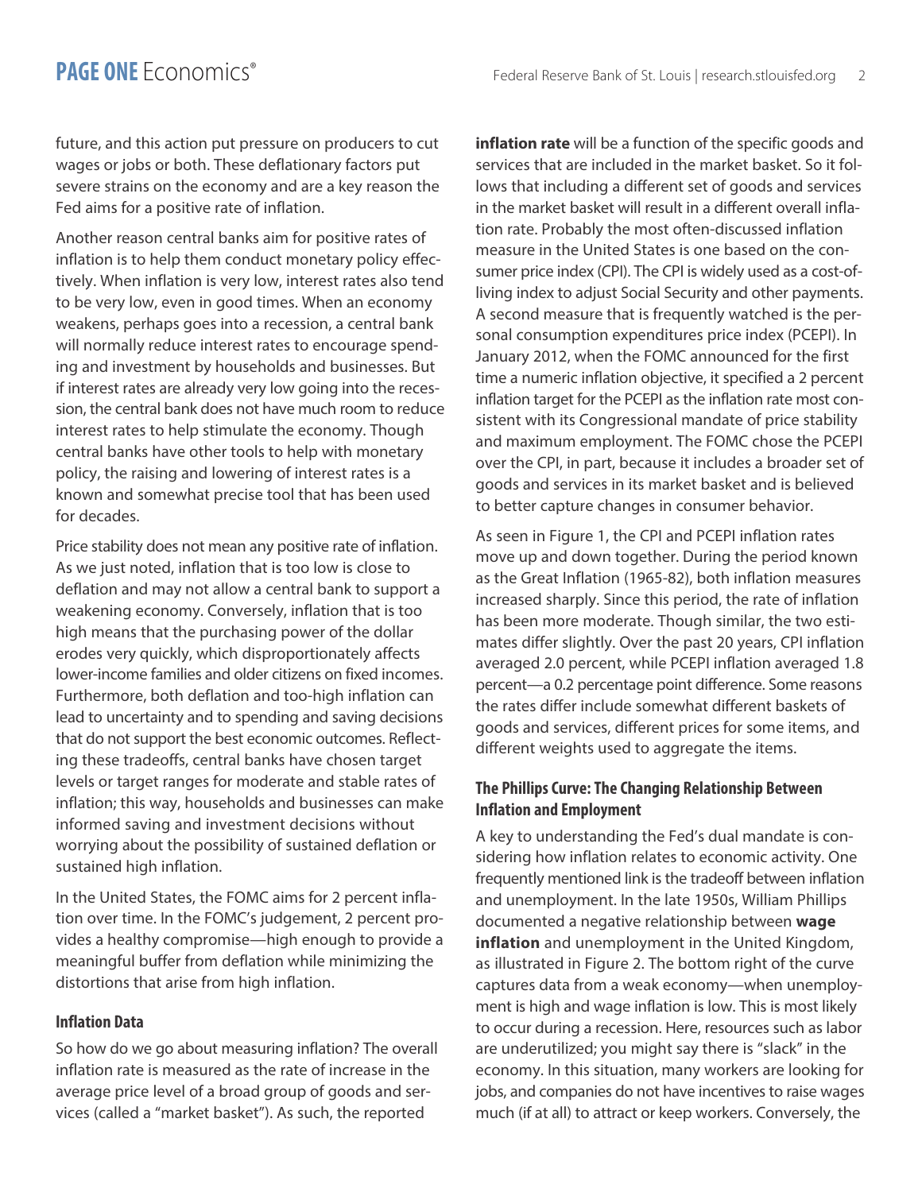future, and this action put pressure on producers to cut wages or jobs or both. These deflationary factors put severe strains on the economy and are a key reason the Fed aims for a positive rate of inflation.

Another reason central banks aim for positive rates of inflation is to help them conduct monetary policy effectively. When inflation is very low, interest rates also tend to be very low, even in good times. When an economy weakens, perhaps goes into a recession, a central bank will normally reduce interest rates to encourage spending and investment by households and businesses. But if interest rates are already very low going into the recession, the central bank does not have much room to reduce interest rates to help stimulate the economy. Though central banks have other tools to help with monetary policy, the raising and lowering of interest rates is a known and somewhat precise tool that has been used for decades.

Price stability does not mean any positive rate of inflation. As we just noted, inflation that is too low is close to deflation and may not allow a central bank to support a weakening economy. Conversely, inflation that is too high means that the purchasing power of the dollar erodes very quickly, which disproportionately affects lower-income families and older citizens on fixed incomes. Furthermore, both deflation and too-high inflation can lead to uncertainty and to spending and saving decisions that do not support the best economic outcomes. Reflecting these tradeoffs, central banks have chosen target levels or target ranges for moderate and stable rates of inflation; this way, households and businesses can make informed saving and investment decisions without worrying about the possibility of sustained deflation or sustained high inflation.

In the United States, the FOMC aims for 2 percent inflation over time. In the FOMC's judgement, 2 percent provides a healthy compromise—high enough to provide a meaningful buffer from deflation while minimizing the distortions that arise from high inflation.

### Inflation Data

So how do we go about measuring inflation? The overall inflation rate is measured as the rate of increase in the average price level of a broad group of goods and services (called a "market basket"). As such, the reported **inflation rate** will be a function of the specific goods and services that are included in the market basket. So it follows that including a different set of goods and services in the market basket will result in a different overall inflation rate. Probably the most often-discussed inflation measure in the United States is one based on the consumer price index (CPI). The CPI is widely used as a cost-of-living index to adjust Social Security and other payments. A second measure that is frequently watched is the personal consumption expenditures price index (PCEPI). In January 2012, when the FOMC announced for the first time a numeric inflation objective, it specified a 2 percent inflation target for the PCEPI as the inflation rate most consistent with its Congressional mandate of price stability and maximum employment. The FOMC chose the PCEPI over the CPI, in part, because it includes a broader set of goods and services in its market basket and is believed to better capture changes in consumer behavior.

As seen in Figure 1, the CPI and PCEPI inflation rates move up and down together. During the period known as the Great Inflation (1965-82), both inflation measures increased sharply. Since this period, the rate of inflation has been more moderate. Though similar, the two estimates differ slightly. Over the past 20 years, CPI inflation averaged 2.0 percent, while PCEPI inflation averaged 1.8 percent—a 0.2 percentage point difference. Some reasons the rates differ include somewhat different baskets of goods and services, different prices for some items, and different weights used to aggregate the items.

### The Phillips Curve: The Changing Relationship Between Inflation and Employment

A key to understanding the Fed's dual mandate is considering how inflation relates to economic activity. One frequently mentioned link is the tradeoff between inflation and unemployment. In the late 1950s, William Phillips documented a negative relationship between **wage inflation** and unemployment in the United Kingdom, as illustrated in Figure 2. The bottom right of the curve captures data from a weak economy—when unemployment is high and wage inflation is low. This is most likely to occur during a recession. Here, resources such as labor are underutilized; you might say there is "slack" in the economy. In this situation, many workers are looking for jobs, and companies do not have incentives to raise wages much (if at all) to attract or keep workers. Conversely, the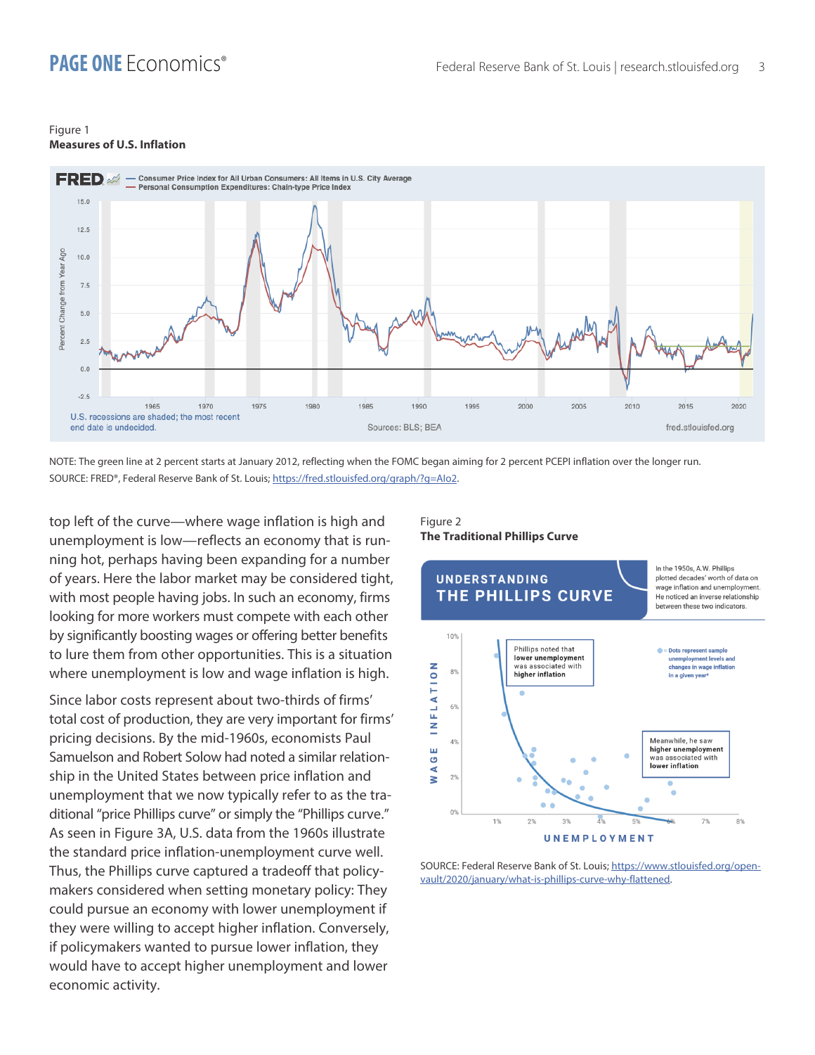Figure 1

**Measures of U.S. Inflation**

NOTE: The green line at 2 percent starts at January 2012, reflecting when the FOMC began aiming for 2 percent PCEPI inflation over the longer run.
SOURCE: FRED®, Federal Reserve Bank of St. Louis; https://fred.stlouisfed.org/graph/?g=AIo2.

top left of the curve—where wage inflation is high and unemployment is low—reflects an economy that is running hot, perhaps having been expanding for a number of years. Here the labor market may be considered tight, with most people having jobs. In such an economy, firms looking for more workers must compete with each other by significantly boosting wages or offering better benefits to lure them from other opportunities. This is a situation where unemployment is low and wage inflation is high.

Since labor costs represent about two-thirds of firms' total cost of production, they are very important for firms' pricing decisions. By the mid-1960s, economists Paul Samuelson and Robert Solow had noted a similar relationship in the United States between price inflation and unemployment that we now typically refer to as the traditional "price Phillips curve" or simply the "Phillips curve." As seen in Figure 3A, U.S. data from the 1960s illustrate the standard price inflation-unemployment curve well. Thus, the Phillips curve captured a tradeoff that policymakers considered when setting monetary policy: They could pursue an economy with lower unemployment if they were willing to accept higher inflation. Conversely, if policymakers wanted to pursue lower inflation, they would have to accept higher unemployment and lower economic activity.

Figure 2

**The Traditional Phillips Curve**

SOURCE: Federal Reserve Bank of St. Louis; https://www.stlouisfed.org/open-vault/2020/january/what-is-phillips-curve-why-flattened.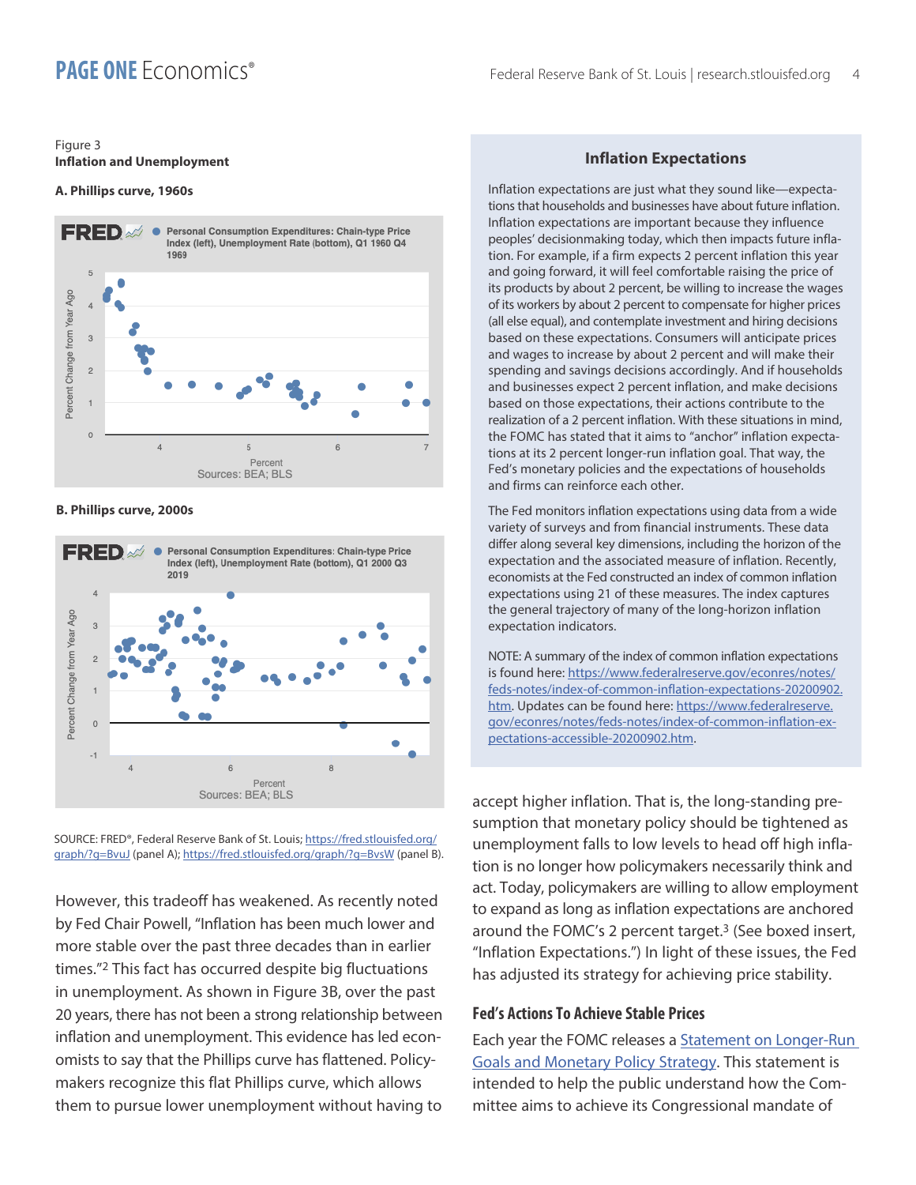Figure 3
**Inflation and Unemployment**

**A. Phillips curve, 1960s**

**B. Phillips curve, 2000s**

SOURCE: FRED®, Federal Reserve Bank of St. Louis; https://fred.stlouisfed.org/graph/?g=BvuJ (panel A); https://fred.stlouisfed.org/graph/?g=BvsW (panel B).

However, this tradeoff has weakened. As recently noted by Fed Chair Powell, "Inflation has been much lower and more stable over the past three decades than in earlier times."[2] This fact has occurred despite big fluctuations in unemployment. As shown in Figure 3B, over the past 20 years, there has not been a strong relationship between inflation and unemployment. This evidence has led economists to say that the Phillips curve has flattened. Policymakers recognize this flat Phillips curve, which allows them to pursue lower unemployment without having to accept higher inflation. That is, the long-standing presumption that monetary policy should be tightened as unemployment falls to low levels to head off high inflation is no longer how policymakers necessarily think and act. Today, policymakers are willing to allow employment to expand as long as inflation expectations are anchored around the FOMC's 2 percent target.[3] (See boxed insert, "Inflation Expectations.") In light of these issues, the Fed has adjusted its strategy for achieving price stability.

### Inflation Expectations

Inflation expectations are just what they sound like—expectations that households and businesses have about future inflation. Inflation expectations are important because they influence peoples' decisionmaking today, which then impacts future inflation. For example, if a firm expects 2 percent inflation this year and going forward, it will feel comfortable raising the price of its products by about 2 percent, be willing to increase the wages of its workers by about 2 percent to compensate for higher prices (all else equal), and contemplate investment and hiring decisions based on these expectations. Consumers will anticipate prices and wages to increase by about 2 percent and will make their spending and savings decisions accordingly. And if households and businesses expect 2 percent inflation, and make decisions based on those expectations, their actions contribute to the realization of a 2 percent inflation. With these situations in mind, the FOMC has stated that it aims to "anchor" inflation expectations at its 2 percent longer-run inflation goal. That way, the Fed's monetary policies and the expectations of households and firms can reinforce each other.

The Fed monitors inflation expectations using data from a wide variety of surveys and from financial instruments. These data differ along several key dimensions, including the horizon of the expectation and the associated measure of inflation. Recently, economists at the Fed constructed an index of common inflation expectations using 21 of these measures. The index captures the general trajectory of many of the long-horizon inflation expectation indicators.

NOTE: A summary of the index of common inflation expectations is found here: https://www.federalreserve.gov/econres/notes/feds-notes/index-of-common-inflation-expectations-20200902.htm. Updates can be found here: https://www.federalreserve.gov/econres/notes/feds-notes/index-of-common-inflation-expectations-accessible-20200902.htm.

## Fed's Actions To Achieve Stable Prices

Each year the FOMC releases a Statement on Longer-Run Goals and Monetary Policy Strategy. This statement is intended to help the public understand how the Committee aims to achieve its Congressional mandate of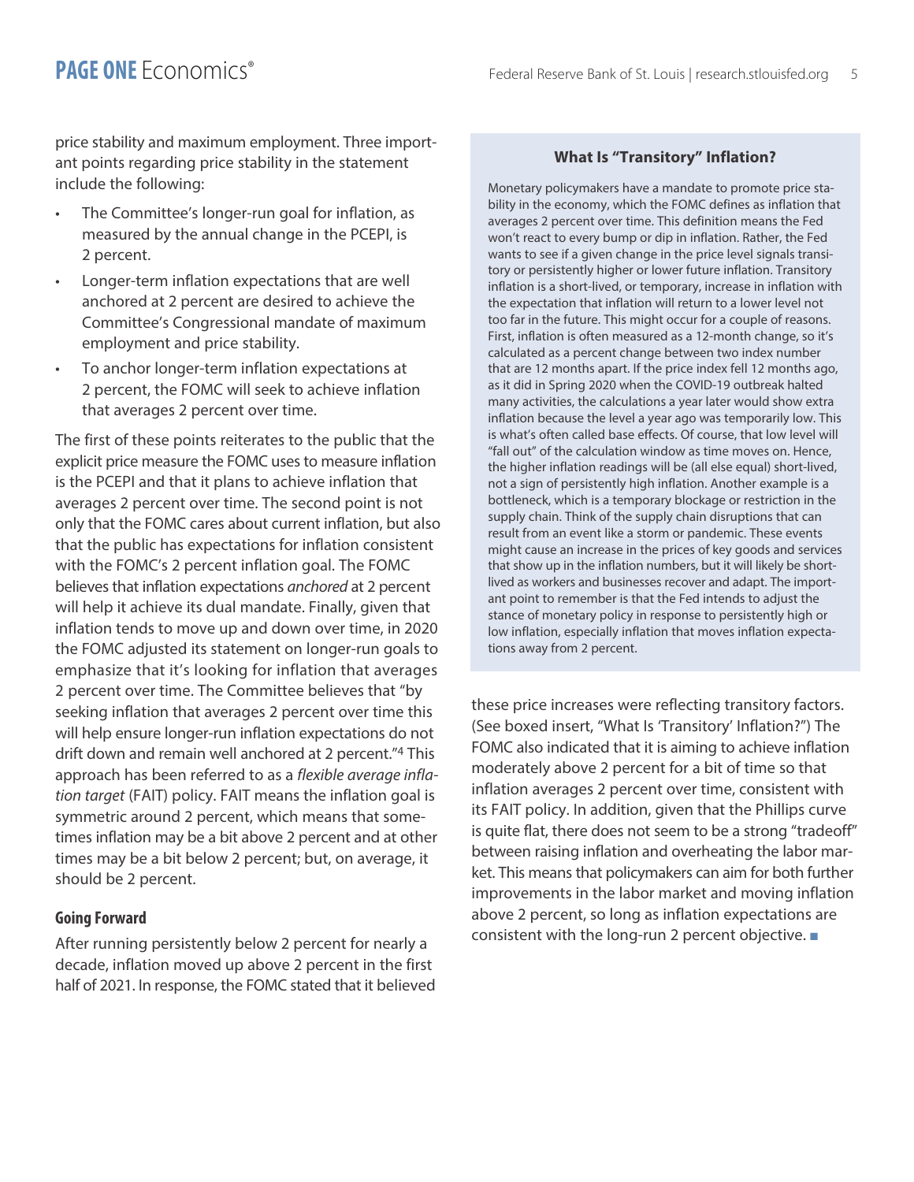price stability and maximum employment. Three important points regarding price stability in the statement include the following:

- The Committee's longer-run goal for inflation, as measured by the annual change in the PCEPI, is 2 percent.
- Longer-term inflation expectations that are well anchored at 2 percent are desired to achieve the Committee's Congressional mandate of maximum employment and price stability.
- To anchor longer-term inflation expectations at 2 percent, the FOMC will seek to achieve inflation that averages 2 percent over time.

The first of these points reiterates to the public that the explicit price measure the FOMC uses to measure inflation is the PCEPI and that it plans to achieve inflation that averages 2 percent over time. The second point is not only that the FOMC cares about current inflation, but also that the public has expectations for inflation consistent with the FOMC's 2 percent inflation goal. The FOMC believes that inflation expectations *anchored* at 2 percent will help it achieve its dual mandate. Finally, given that inflation tends to move up and down over time, in 2020 the FOMC adjusted its statement on longer-run goals to emphasize that it's looking for inflation that averages 2 percent over time. The Committee believes that "by seeking inflation that averages 2 percent over time this will help ensure longer-run inflation expectations do not drift down and remain well anchored at 2 percent."[4] This approach has been referred to as a *flexible average inflation target* (FAIT) policy. FAIT means the inflation goal is symmetric around 2 percent, which means that sometimes inflation may be a bit above 2 percent and at other times may be a bit below 2 percent; but, on average, it should be 2 percent.

## Going Forward

After running persistently below 2 percent for nearly a decade, inflation moved up above 2 percent in the first half of 2021. In response, the FOMC stated that it believed these price increases were reflecting transitory factors. (See boxed insert, "What Is 'Transitory' Inflation?") The FOMC also indicated that it is aiming to achieve inflation moderately above 2 percent for a bit of time so that inflation averages 2 percent over time, consistent with its FAIT policy. In addition, given that the Phillips curve is quite flat, there does not seem to be a strong "tradeoff" between raising inflation and overheating the labor market. This means that policymakers can aim for both further improvements in the labor market and moving inflation above 2 percent, so long as inflation expectations are consistent with the long-run 2 percent objective. ■

### What Is "Transitory" Inflation?

Monetary policymakers have a mandate to promote price stability in the economy, which the FOMC defines as inflation that averages 2 percent over time. This definition means the Fed won't react to every bump or dip in inflation. Rather, the Fed wants to see if a given change in the price level signals transitory or persistently higher or lower future inflation. Transitory inflation is a short-lived, or temporary, increase in inflation with the expectation that inflation will return to a lower level not too far in the future. This might occur for a couple of reasons. First, inflation is often measured as a 12-month change, so it's calculated as a percent change between two index number that are 12 months apart. If the price index fell 12 months ago, as it did in Spring 2020 when the COVID-19 outbreak halted many activities, the calculations a year later would show extra inflation because the level a year ago was temporarily low. This is what's often called base effects. Of course, that low level will "fall out" of the calculation window as time moves on. Hence, the higher inflation readings will be (all else equal) short-lived, not a sign of persistently high inflation. Another example is a bottleneck, which is a temporary blockage or restriction in the supply chain. Think of the supply chain disruptions that can result from an event like a storm or pandemic. These events might cause an increase in the prices of key goods and services that show up in the inflation numbers, but it will likely be short-lived as workers and businesses recover and adapt. The important point to remember is that the Fed intends to adjust the stance of monetary policy in response to persistently high or low inflation, especially inflation that moves inflation expectations away from 2 percent.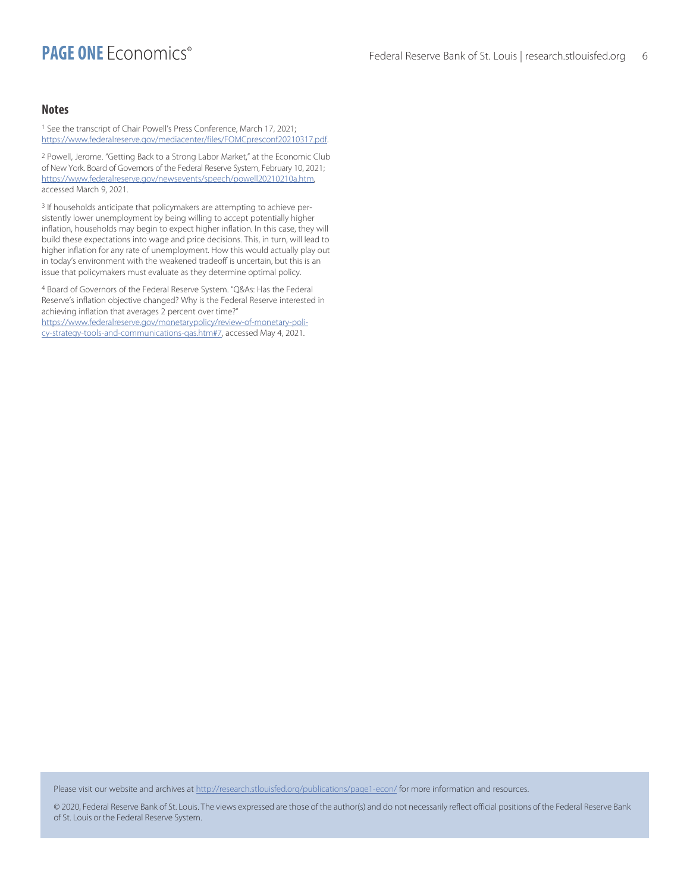## Notes

[1] See the transcript of Chair Powell's Press Conference, March 17, 2021; https://www.federalreserve.gov/mediacenter/files/FOMCpresconf20210317.pdf.

[2] Powell, Jerome. "Getting Back to a Strong Labor Market," at the Economic Club of New York. Board of Governors of the Federal Reserve System, February 10, 2021; https://www.federalreserve.gov/newsevents/speech/powell20210210a.htm, accessed March 9, 2021.

[3] If households anticipate that policymakers are attempting to achieve persistently lower unemployment by being willing to accept potentially higher inflation, households may begin to expect higher inflation. In this case, they will build these expectations into wage and price decisions. This, in turn, will lead to higher inflation for any rate of unemployment. How this would actually play out in today's environment with the weakened tradeoff is uncertain, but this is an issue that policymakers must evaluate as they determine optimal policy.

[4] Board of Governors of the Federal Reserve System. "Q&As: Has the Federal Reserve's inflation objective changed? Why is the Federal Reserve interested in achieving inflation that averages 2 percent over time?" https://www.federalreserve.gov/monetarypolicy/review-of-monetary-policy-strategy-tools-and-communications-qas.htm#7, accessed May 4, 2021.

Please visit our website and archives at http://research.stlouisfed.org/publications/page1-econ/ for more information and resources.

© 2020, Federal Reserve Bank of St. Louis. The views expressed are those of the author(s) and do not necessarily reflect official positions of the Federal Reserve Bank of St. Louis or the Federal Reserve System.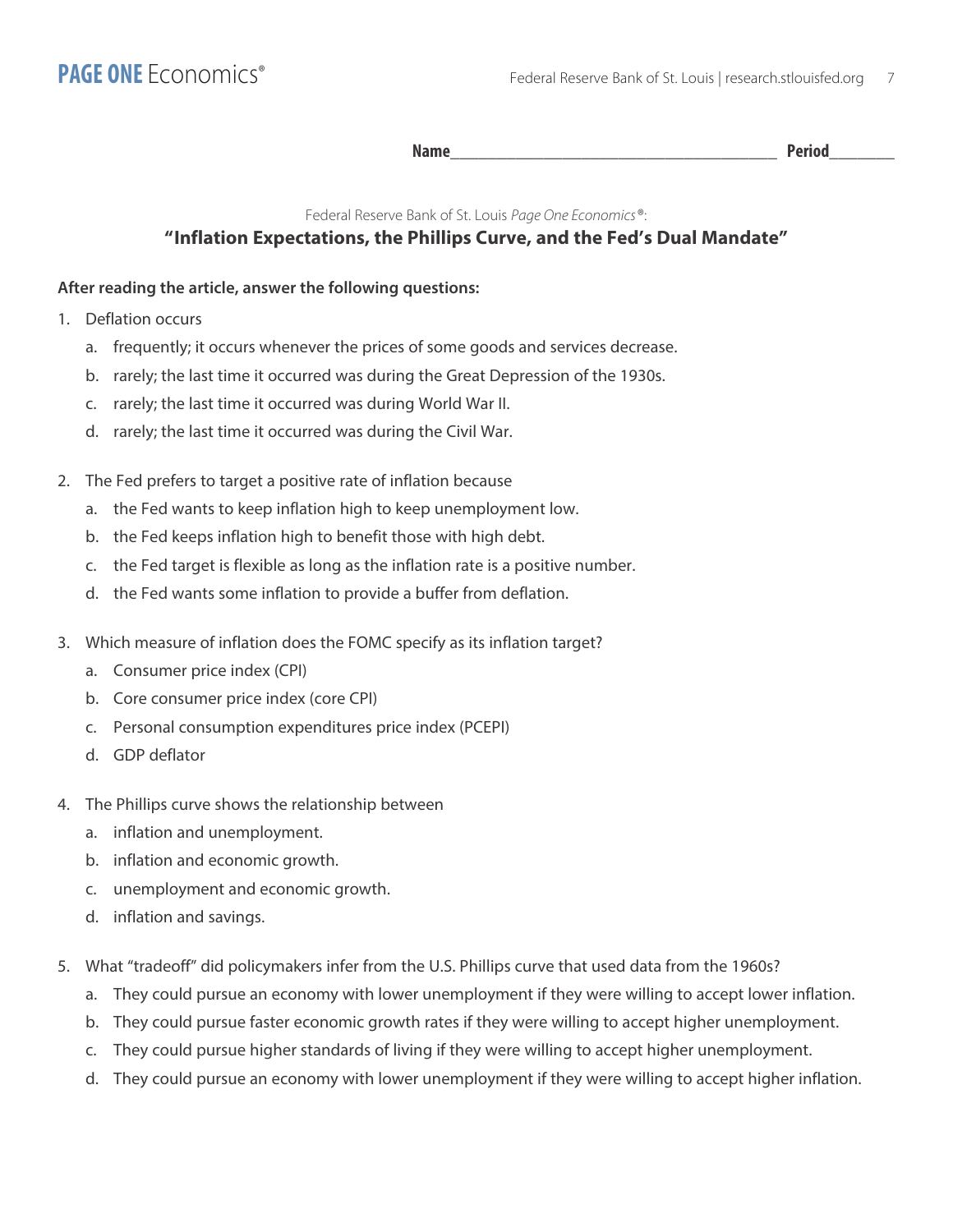Name______________________________________ Period________

Federal Reserve Bank of St. Louis *Page One Economics®*:

## "Inflation Expectations, the Phillips Curve, and the Fed's Dual Mandate"

**After reading the article, answer the following questions:**

1. Deflation occurs
   a. frequently; it occurs whenever the prices of some goods and services decrease.
   b. rarely; the last time it occurred was during the Great Depression of the 1930s.
   c. rarely; the last time it occurred was during World War II.
   d. rarely; the last time it occurred was during the Civil War.

2. The Fed prefers to target a positive rate of inflation because
   a. the Fed wants to keep inflation high to keep unemployment low.
   b. the Fed keeps inflation high to benefit those with high debt.
   c. the Fed target is flexible as long as the inflation rate is a positive number.
   d. the Fed wants some inflation to provide a buffer from deflation.

3. Which measure of inflation does the FOMC specify as its inflation target?
   a. Consumer price index (CPI)
   b. Core consumer price index (core CPI)
   c. Personal consumption expenditures price index (PCEPI)
   d. GDP deflator

4. The Phillips curve shows the relationship between
   a. inflation and unemployment.
   b. inflation and economic growth.
   c. unemployment and economic growth.
   d. inflation and savings.

5. What "tradeoff" did policymakers infer from the U.S. Phillips curve that used data from the 1960s?
   a. They could pursue an economy with lower unemployment if they were willing to accept lower inflation.
   b. They could pursue faster economic growth rates if they were willing to accept higher unemployment.
   c. They could pursue higher standards of living if they were willing to accept higher unemployment.
   d. They could pursue an economy with lower unemployment if they were willing to accept higher inflation.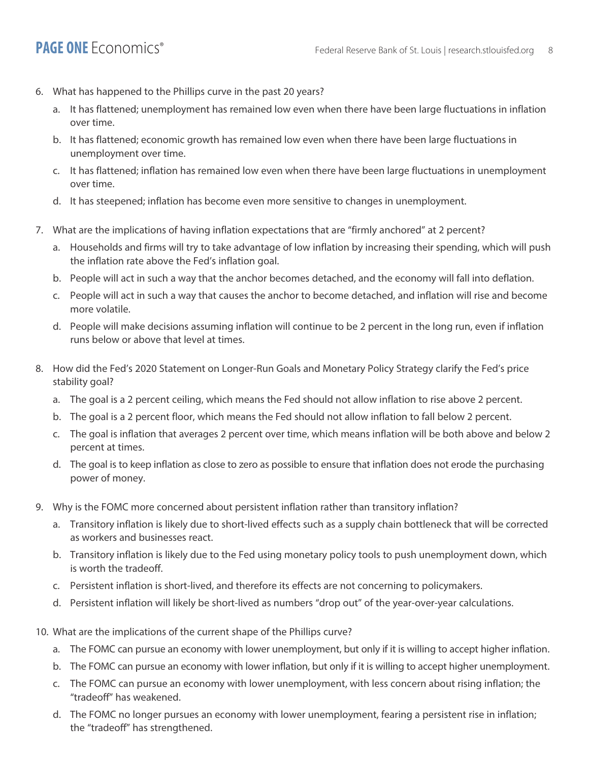6. What has happened to the Phillips curve in the past 20 years?
   a. It has flattened; unemployment has remained low even when there have been large fluctuations in inflation over time.
   b. It has flattened; economic growth has remained low even when there have been large fluctuations in unemployment over time.
   c. It has flattened; inflation has remained low even when there have been large fluctuations in unemployment over time.
   d. It has steepened; inflation has become even more sensitive to changes in unemployment.

7. What are the implications of having inflation expectations that are "firmly anchored" at 2 percent?
   a. Households and firms will try to take advantage of low inflation by increasing their spending, which will push the inflation rate above the Fed's inflation goal.
   b. People will act in such a way that the anchor becomes detached, and the economy will fall into deflation.
   c. People will act in such a way that causes the anchor to become detached, and inflation will rise and become more volatile.
   d. People will make decisions assuming inflation will continue to be 2 percent in the long run, even if inflation runs below or above that level at times.

8. How did the Fed's 2020 Statement on Longer-Run Goals and Monetary Policy Strategy clarify the Fed's price stability goal?
   a. The goal is a 2 percent ceiling, which means the Fed should not allow inflation to rise above 2 percent.
   b. The goal is a 2 percent floor, which means the Fed should not allow inflation to fall below 2 percent.
   c. The goal is inflation that averages 2 percent over time, which means inflation will be both above and below 2 percent at times.
   d. The goal is to keep inflation as close to zero as possible to ensure that inflation does not erode the purchasing power of money.

9. Why is the FOMC more concerned about persistent inflation rather than transitory inflation?
   a. Transitory inflation is likely due to short-lived effects such as a supply chain bottleneck that will be corrected as workers and businesses react.
   b. Transitory inflation is likely due to the Fed using monetary policy tools to push unemployment down, which is worth the tradeoff.
   c. Persistent inflation is short-lived, and therefore its effects are not concerning to policymakers.
   d. Persistent inflation will likely be short-lived as numbers "drop out" of the year-over-year calculations.

10. What are the implications of the current shape of the Phillips curve?
    a. The FOMC can pursue an economy with lower unemployment, but only if it is willing to accept higher inflation.
    b. The FOMC can pursue an economy with lower inflation, but only if it is willing to accept higher unemployment.
    c. The FOMC can pursue an economy with lower unemployment, with less concern about rising inflation; the "tradeoff" has weakened.
    d. The FOMC no longer pursues an economy with lower unemployment, fearing a persistent rise in inflation; the "tradeoff" has strengthened.